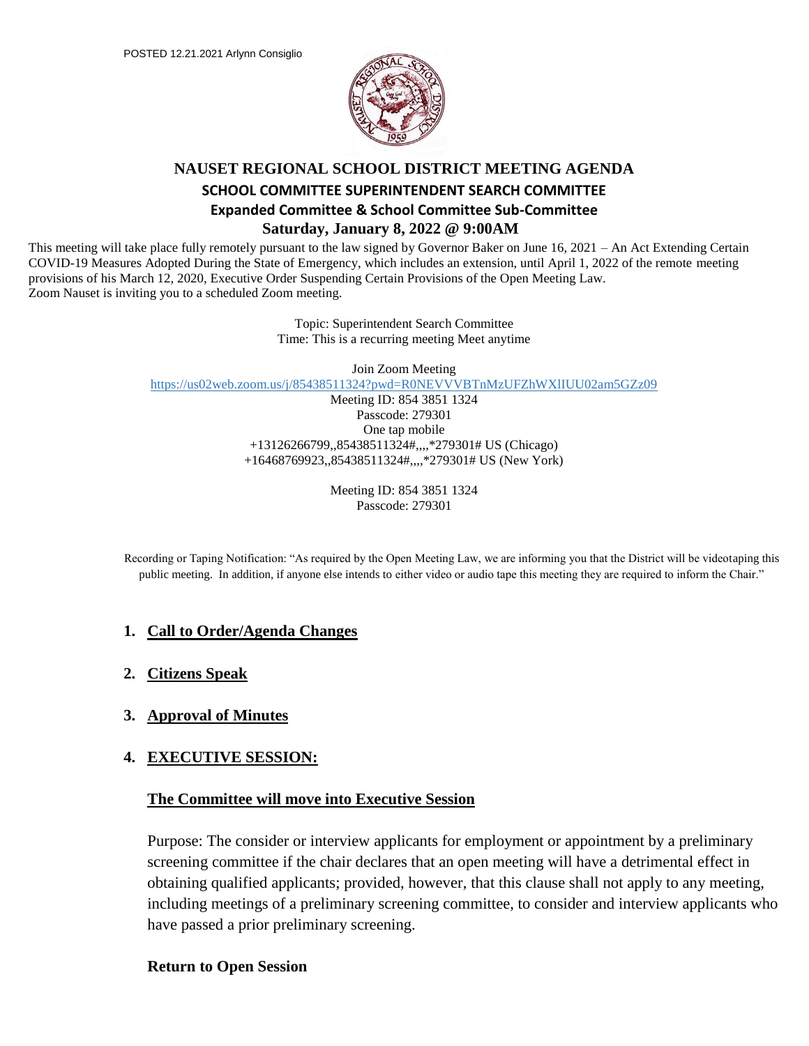POSTED 12.21.2021 Arlynn Consiglio

# NAUSET REGIONAL SCHOOL DISTRICT MEETING AGENDA

## SCHOOL COMMITTEE SUPERINTENDENT SEARCH COMMITTEE

### Expanded Committee & School Committee Sub-Committee

### Saturday, January 8, 2022 @ 9:00AM

This meeting will take place fully remotely pursuant to the law signed by Governor Baker on June 16, 2021 – An Act Extending Certain COVID-19 Measures Adopted During the State of Emergency, which includes an extension, until April 1, 2022 of the remote meeting provisions of his March 12, 2020, Executive Order Suspending Certain Provisions of the Open Meeting Law.
Zoom Nauset is inviting you to a scheduled Zoom meeting.

Topic: Superintendent Search Committee
Time: This is a recurring meeting Meet anytime

Join Zoom Meeting
https://us02web.zoom.us/j/85438511324?pwd=R0NEVVVBTnMzUFZhWXlIUU02am5GZz09
Meeting ID: 854 3851 1324
Passcode: 279301
One tap mobile
+13126266799,,85438511324#,,,,*279301# US (Chicago)
+16468769923,,85438511324#,,,,*279301# US (New York)

Meeting ID: 854 3851 1324
Passcode: 279301

Recording or Taping Notification: "As required by the Open Meeting Law, we are informing you that the District will be videotaping this public meeting. In addition, if anyone else intends to either video or audio tape this meeting they are required to inform the Chair."

1. **Call to Order/Agenda Changes**

2. **Citizens Speak**

3. **Approval of Minutes**

4. **EXECUTIVE SESSION:**

   **The Committee will move into Executive Session**

   Purpose: The consider or interview applicants for employment or appointment by a preliminary screening committee if the chair declares that an open meeting will have a detrimental effect in obtaining qualified applicants; provided, however, that this clause shall not apply to any meeting, including meetings of a preliminary screening committee, to consider and interview applicants who have passed a prior preliminary screening.

   **Return to Open Session**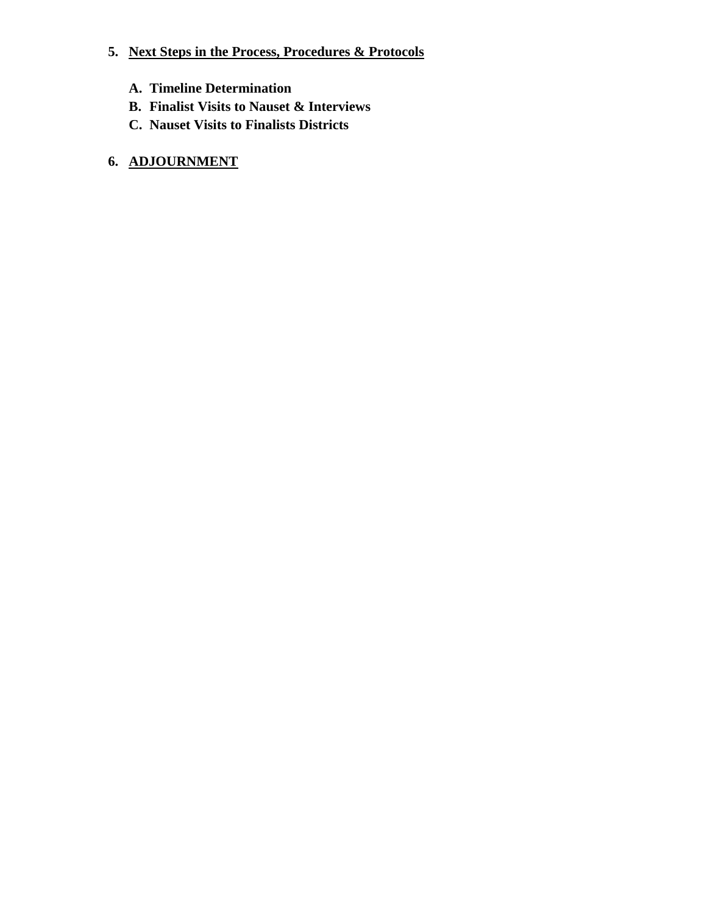5. **<u>Next Steps in the Process, Procedures & Protocols</u>**

   A. **Timeline Determination**
   B. **Finalist Visits to Nauset & Interviews**
   C. **Nauset Visits to Finalists Districts**

6. **<u>ADJOURNMENT</u>**